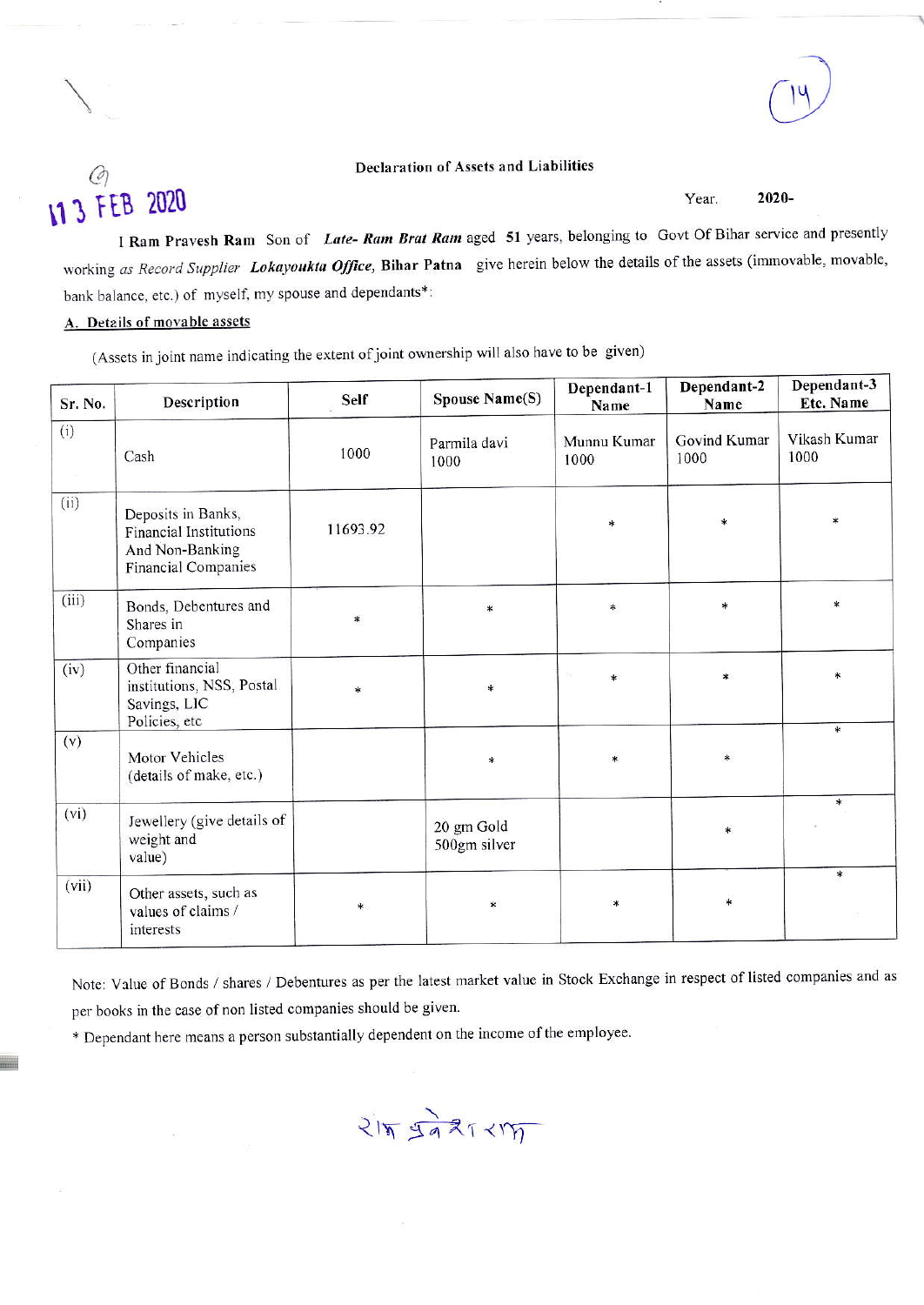13 FEB 2020

### Declaration of Assets and Liabilities

Year. **2020-**

I **Ram Pravesh Ram** Son of ***Late- Ram Brat Ram*** aged **51** years, belonging to Govt Of Bihar service and presently working *as Record Supplier* ***Lokayoukta Office,*** **Bihar Patna** give herein below the details of the assets (immovable, movable, bank balance, etc.) of myself, my spouse and dependants*:

**A. Details of movable assets**

(Assets in joint name indicating the extent of joint ownership will also have to be given)

| Sr. No. | Description | Self | Spouse Name(S) | Dependant-1 Name | Dependant-2 Name | Dependant-3 Etc. Name |
|---|---|---|---|---|---|---|
| (i) | Cash | 1000 | Parmila davi 1000 | Munnu Kumar 1000 | Govind Kumar 1000 | Vikash Kumar 1000 |
| (ii) | Deposits in Banks, Financial Institutions And Non-Banking Financial Companies | 11693.92 | | * | * | * |
| (iii) | Bonds, Debentures and Shares in Companies | * | * | * | * | * |
| (iv) | Other financial institutions, NSS, Postal Savings, LIC Policies, etc | * | * | * | * | * |
| (v) | Motor Vehicles (details of make, etc.) | | * | * | * | * |
| (vi) | Jewellery (give details of weight and value) | | 20 gm Gold 500gm silver | | * | * |
| (vii) | Other assets, such as values of claims / interests | * | * | * | * | * |

Note: Value of Bonds / shares / Debentures as per the latest market value in Stock Exchange in respect of listed companies and as per books in the case of non listed companies should be given.

* Dependant here means a person substantially dependent on the income of the employee.

राम प्रवेश राम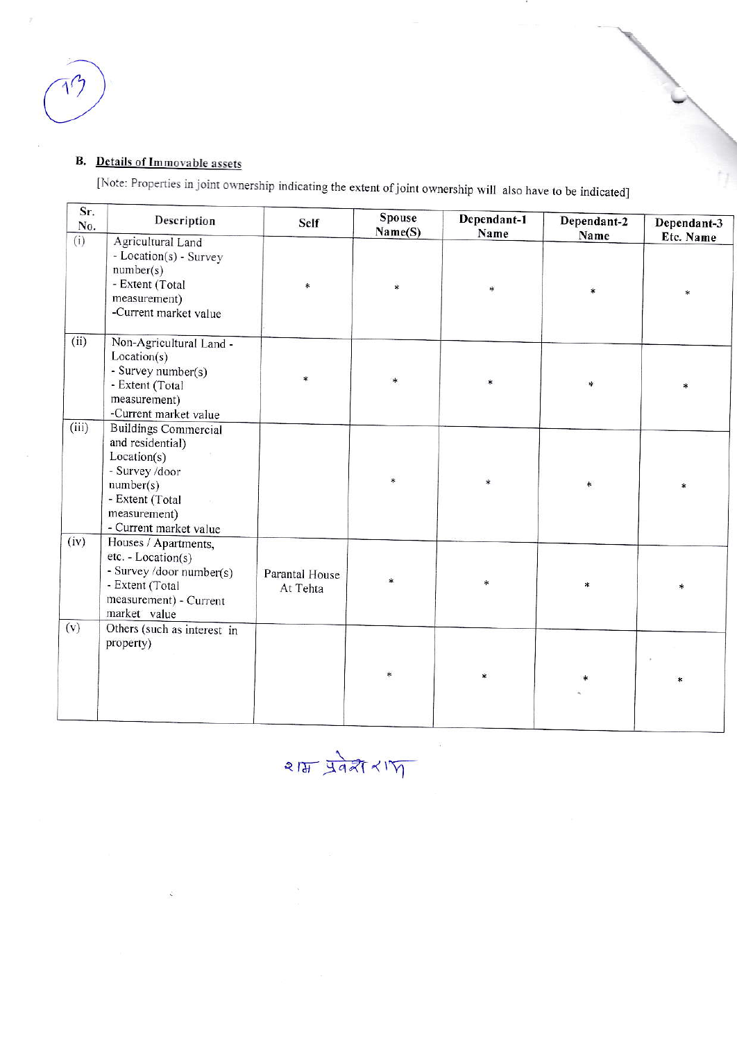## B. Details of Immovable assets

[Note: Properties in joint ownership indicating the extent of joint ownership will also have to be indicated]

| Sr. No. | Description | Self | Spouse Name(S) | Dependant-1 Name | Dependant-2 Name | Dependant-3 Etc. Name |
|---|---|---|---|---|---|---|
| (i) | Agricultural Land - Location(s) - Survey number(s) - Extent (Total measurement) -Current market value | * | * | * | * | * |
| (ii) | Non-Agricultural Land - Location(s) - Survey number(s) - Extent (Total measurement) -Current market value | * | * | * | * | * |
| (iii) | Buildings Commercial and residential) Location(s) - Survey /door number(s) - Extent (Total measurement) - Current market value | | * | * | * | * |
| (iv) | Houses / Apartments, etc. - Location(s) - Survey /door number(s) - Extent (Total measurement) - Current market value | Parantal House At Tehta | * | * | * | * |
| (v) | Others (such as interest in property) | | * | * | * | * |

राम प्रवेश राय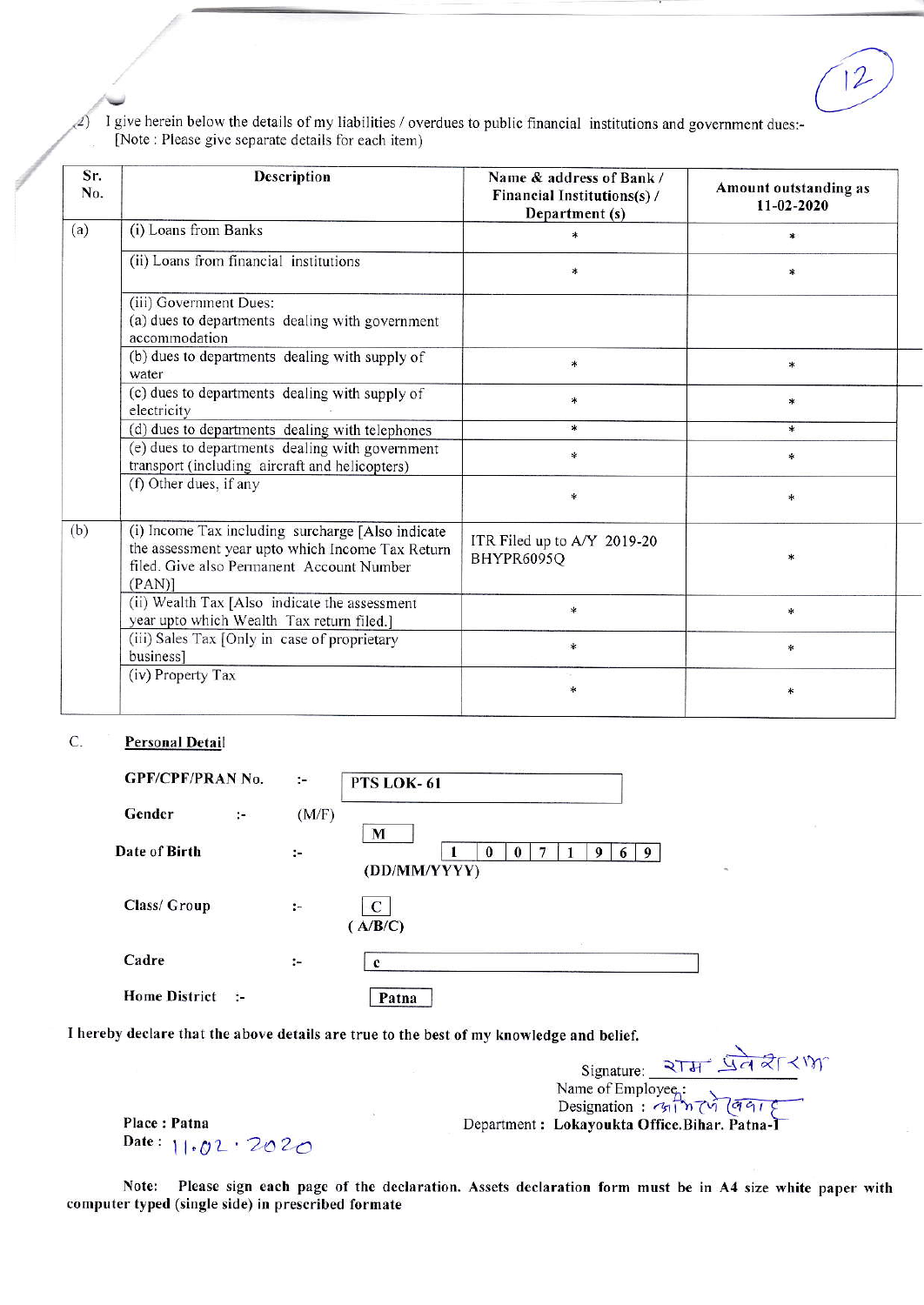2) I give herein below the details of my liabilities / overdues to public financial institutions and government dues:-
[Note : Please give separate details for each item)

| Sr. No. | Description | Name & address of Bank / Financial Institutions(s) / Department (s) | Amount outstanding as 11-02-2020 |
|---|---|---|---|
| (a) | (i) Loans from Banks | * | * |
| | (ii) Loans from financial institutions | * | * |
| | (iii) Government Dues:<br>(a) dues to departments dealing with government accommodation | | |
| | (b) dues to departments dealing with supply of water | * | * |
| | (c) dues to departments dealing with supply of electricity | * | * |
| | (d) dues to departments dealing with telephones | * | * |
| | (e) dues to departments dealing with government transport (including aircraft and helicopters) | * | * |
| | (f) Other dues, if any | * | * |
| (b) | (i) Income Tax including surcharge [Also indicate the assessment year upto which Income Tax Return filed. Give also Permanent Account Number (PAN)] | ITR Filed up to A/Y 2019-20<br>BHYPR6095Q | * |
| | (ii) Wealth Tax [Also indicate the assessment year upto which Wealth Tax return filed.] | * | * |
| | (iii) Sales Tax [Only in case of proprietary business] | * | * |
| | (iv) Property Tax | * | * |

C. **Personal Detail**

**GPF/CPF/PRAN No.** :- PTS LOK- 61

**Gender** :- (M/F) M

**Date of Birth** :- 1 0 0 7 1 9 6 9 (DD/MM/YYYY)

**Class/ Group** :- C (A/B/C)

**Cadre** :- c

**Home District** :- Patna

**I hereby declare that the above details are true to the best of my knowledge and belief.**

Signature: राम प्रवेश राम
Name of Employee :
Designation : आदेशपाल
Department : **Lokayoukta Office.Bihar. Patna-1**

**Place : Patna**
**Date :** 11.02.2020

**Note: Please sign each page of the declaration. Assets declaration form must be in A4 size white paper with computer typed (single side) in prescribed formate**